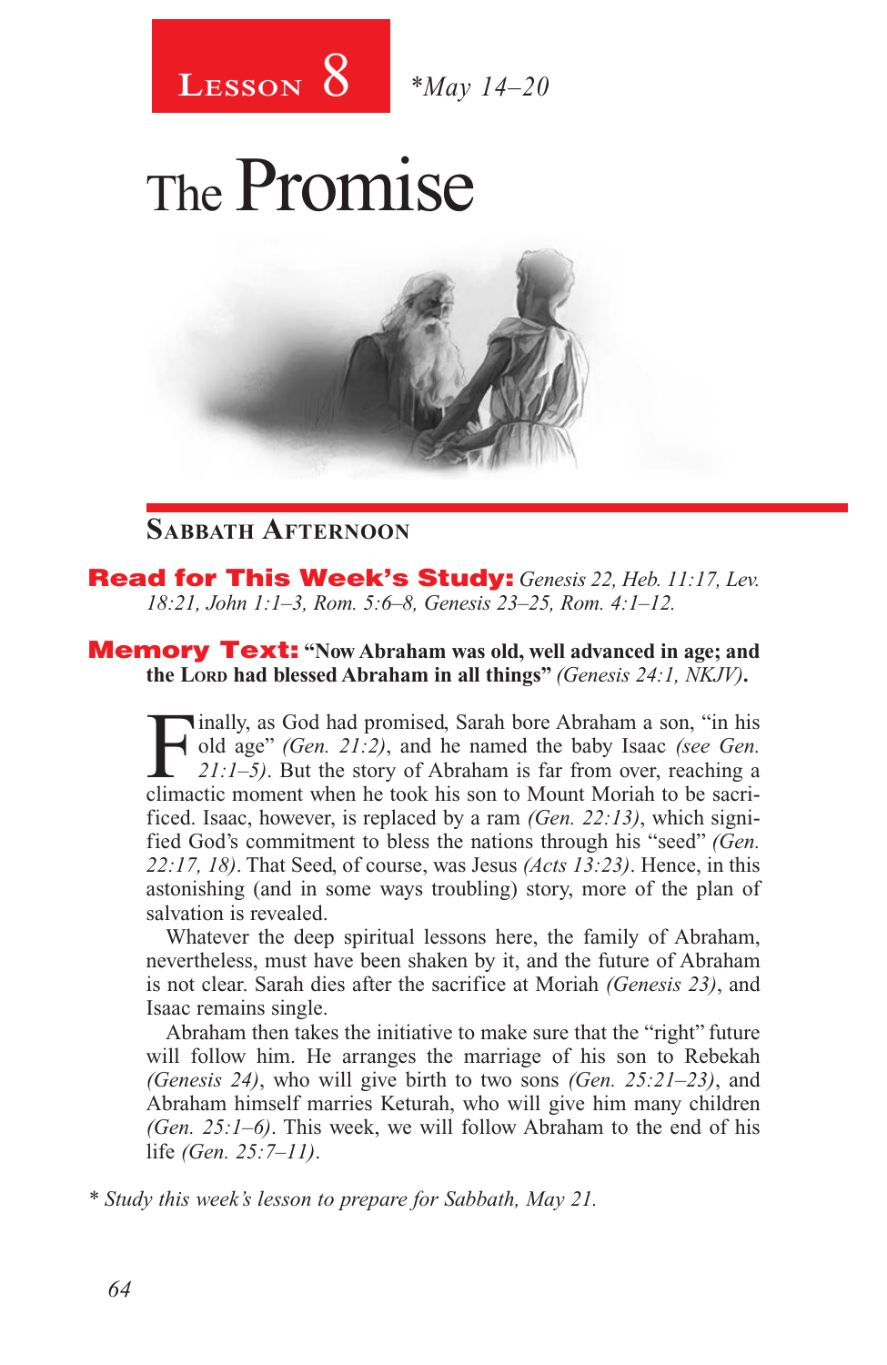**Lesson 8** *\*May 14–20*

# The Promise

## Sabbath Afternoon

**Read for This Week's Study:** *Genesis 22, Heb. 11:17, Lev. 18:21, John 1:1–3, Rom. 5:6–8, Genesis 23–25, Rom. 4:1–12.*

**Memory Text:** **"Now Abraham was old, well advanced in age; and the Lord had blessed Abraham in all things"** *(Genesis 24:1, NKJV)***.**

Finally, as God had promised, Sarah bore Abraham a son, "in his old age" *(Gen. 21:2)*, and he named the baby Isaac *(see Gen. 21:1–5)*. But the story of Abraham is far from over, reaching a climactic moment when he took his son to Mount Moriah to be sacrificed. Isaac, however, is replaced by a ram *(Gen. 22:13)*, which signified God's commitment to bless the nations through his "seed" *(Gen. 22:17, 18)*. That Seed, of course, was Jesus *(Acts 13:23)*. Hence, in this astonishing (and in some ways troubling) story, more of the plan of salvation is revealed.

Whatever the deep spiritual lessons here, the family of Abraham, nevertheless, must have been shaken by it, and the future of Abraham is not clear. Sarah dies after the sacrifice at Moriah *(Genesis 23)*, and Isaac remains single.

Abraham then takes the initiative to make sure that the "right" future will follow him. He arranges the marriage of his son to Rebekah *(Genesis 24)*, who will give birth to two sons *(Gen. 25:21–23)*, and Abraham himself marries Keturah, who will give him many children *(Gen. 25:1–6)*. This week, we will follow Abraham to the end of his life *(Gen. 25:7–11)*.

*\* Study this week's lesson to prepare for Sabbath, May 21.*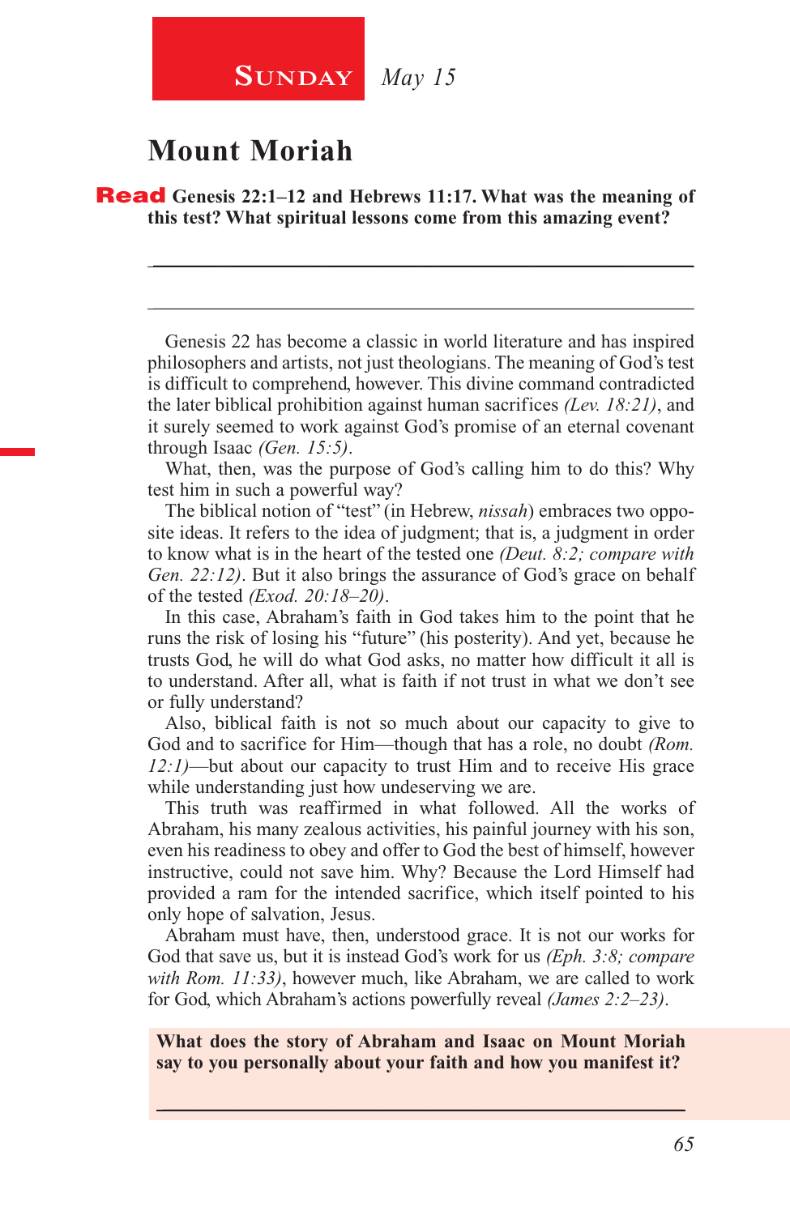**Sunday** *May 15*

# Mount Moriah

**Read Genesis 22:1–12 and Hebrews 11:17. What was the meaning of this test? What spiritual lessons come from this amazing event?**

______________________________________________________________

______________________________________________________________

Genesis 22 has become a classic in world literature and has inspired philosophers and artists, not just theologians. The meaning of God's test is difficult to comprehend, however. This divine command contradicted the later biblical prohibition against human sacrifices *(Lev. 18:21)*, and it surely seemed to work against God's promise of an eternal covenant through Isaac *(Gen. 15:5)*.

What, then, was the purpose of God's calling him to do this? Why test him in such a powerful way?

The biblical notion of "test" (in Hebrew, *nissah*) embraces two opposite ideas. It refers to the idea of judgment; that is, a judgment in order to know what is in the heart of the tested one *(Deut. 8:2; compare with Gen. 22:12)*. But it also brings the assurance of God's grace on behalf of the tested *(Exod. 20:18–20)*.

In this case, Abraham's faith in God takes him to the point that he runs the risk of losing his "future" (his posterity). And yet, because he trusts God, he will do what God asks, no matter how difficult it all is to understand. After all, what is faith if not trust in what we don't see or fully understand?

Also, biblical faith is not so much about our capacity to give to God and to sacrifice for Him—though that has a role, no doubt *(Rom. 12:1)*—but about our capacity to trust Him and to receive His grace while understanding just how undeserving we are.

This truth was reaffirmed in what followed. All the works of Abraham, his many zealous activities, his painful journey with his son, even his readiness to obey and offer to God the best of himself, however instructive, could not save him. Why? Because the Lord Himself had provided a ram for the intended sacrifice, which itself pointed to his only hope of salvation, Jesus.

Abraham must have, then, understood grace. It is not our works for God that save us, but it is instead God's work for us *(Eph. 3:8; compare with Rom. 11:33)*, however much, like Abraham, we are called to work for God, which Abraham's actions powerfully reveal *(James 2:2–23)*.

**What does the story of Abraham and Isaac on Mount Moriah say to you personally about your faith and how you manifest it?**

______________________________________________________________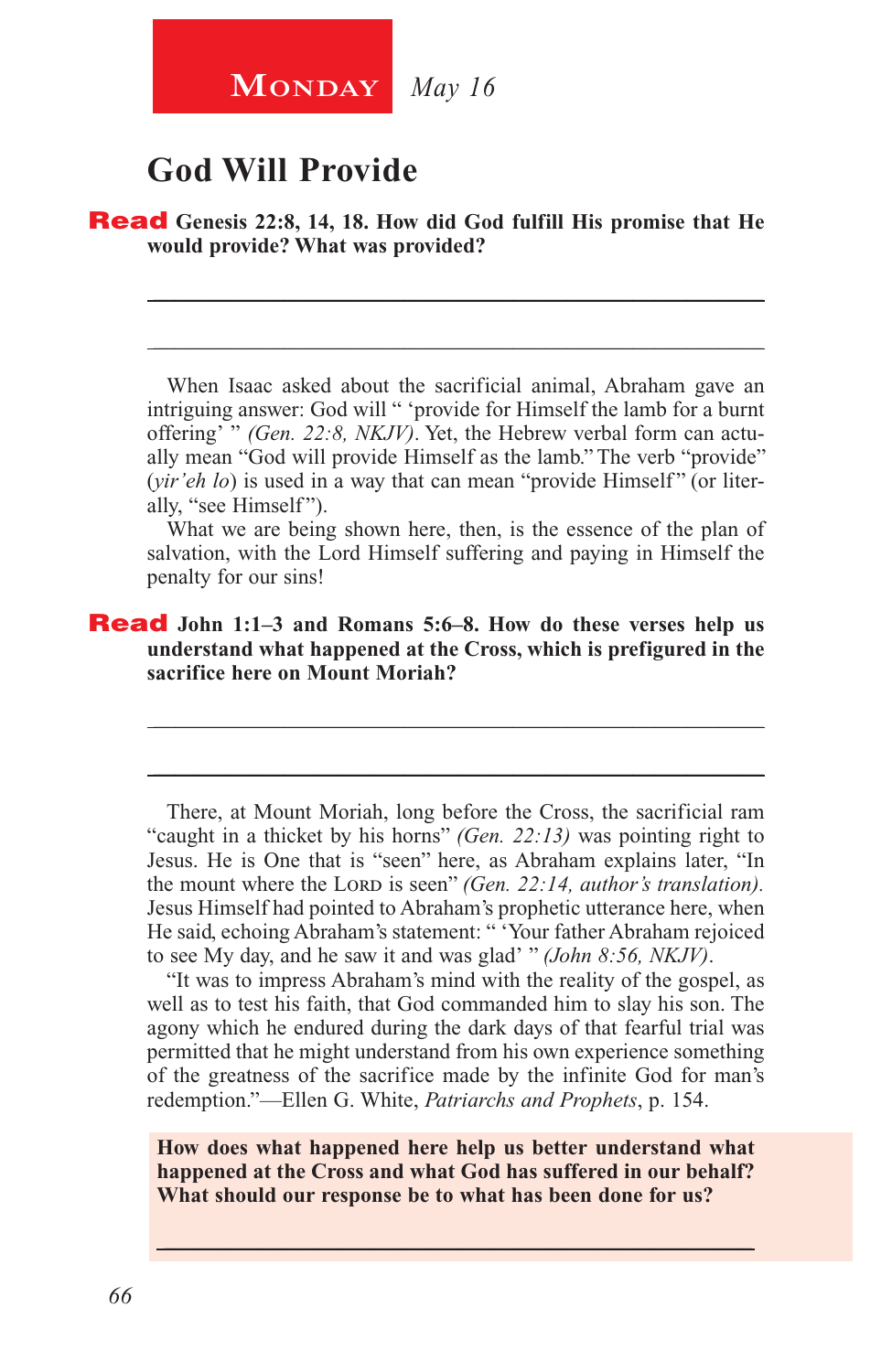**Monday** *May 16*

# God Will Provide

**Read Genesis 22:8, 14, 18. How did God fulfill His promise that He would provide? What was provided?**

_______________________________________________

_______________________________________________

When Isaac asked about the sacrificial animal, Abraham gave an intriguing answer: God will " 'provide for Himself the lamb for a burnt offering' " *(Gen. 22:8, NKJV)*. Yet, the Hebrew verbal form can actually mean "God will provide Himself as the lamb." The verb "provide" (*yir'eh lo*) is used in a way that can mean "provide Himself" (or literally, "see Himself").

What we are being shown here, then, is the essence of the plan of salvation, with the Lord Himself suffering and paying in Himself the penalty for our sins!

**Read John 1:1–3 and Romans 5:6–8. How do these verses help us understand what happened at the Cross, which is prefigured in the sacrifice here on Mount Moriah?**

_______________________________________________

_______________________________________________

There, at Mount Moriah, long before the Cross, the sacrificial ram "caught in a thicket by his horns" *(Gen. 22:13)* was pointing right to Jesus. He is One that is "seen" here, as Abraham explains later, "In the mount where the Lord is seen" *(Gen. 22:14, author's translation)*. Jesus Himself had pointed to Abraham's prophetic utterance here, when He said, echoing Abraham's statement: " 'Your father Abraham rejoiced to see My day, and he saw it and was glad' " *(John 8:56, NKJV)*.

"It was to impress Abraham's mind with the reality of the gospel, as well as to test his faith, that God commanded him to slay his son. The agony which he endured during the dark days of that fearful trial was permitted that he might understand from his own experience something of the greatness of the sacrifice made by the infinite God for man's redemption."—Ellen G. White, *Patriarchs and Prophets*, p. 154.

**How does what happened here help us better understand what happened at the Cross and what God has suffered in our behalf? What should our response be to what has been done for us?**

_______________________________________________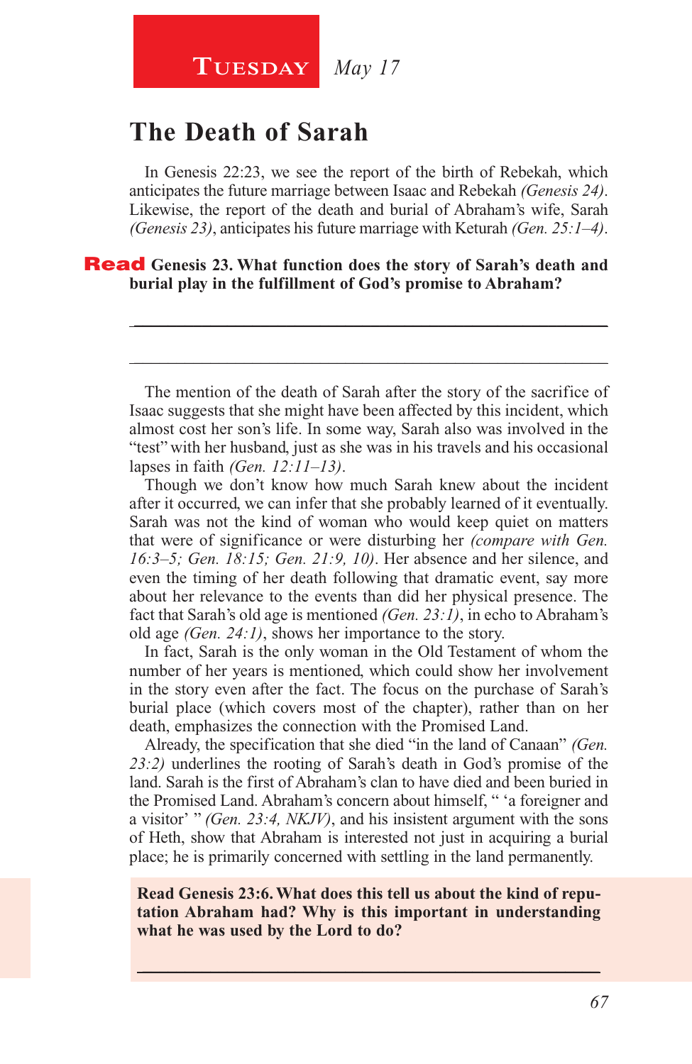**Tuesday** *May 17*

# The Death of Sarah

In Genesis 22:23, we see the report of the birth of Rebekah, which anticipates the future marriage between Isaac and Rebekah *(Genesis 24)*. Likewise, the report of the death and burial of Abraham's wife, Sarah *(Genesis 23)*, anticipates his future marriage with Keturah *(Gen. 25:1–4)*.

**Read Genesis 23. What function does the story of Sarah's death and burial play in the fulfillment of God's promise to Abraham?**

_______________________________________________

_______________________________________________

The mention of the death of Sarah after the story of the sacrifice of Isaac suggests that she might have been affected by this incident, which almost cost her son's life. In some way, Sarah also was involved in the "test" with her husband, just as she was in his travels and his occasional lapses in faith *(Gen. 12:11–13)*.

Though we don't know how much Sarah knew about the incident after it occurred, we can infer that she probably learned of it eventually. Sarah was not the kind of woman who would keep quiet on matters that were of significance or were disturbing her *(compare with Gen. 16:3–5; Gen. 18:15; Gen. 21:9, 10)*. Her absence and her silence, and even the timing of her death following that dramatic event, say more about her relevance to the events than did her physical presence. The fact that Sarah's old age is mentioned *(Gen. 23:1)*, in echo to Abraham's old age *(Gen. 24:1)*, shows her importance to the story.

In fact, Sarah is the only woman in the Old Testament of whom the number of her years is mentioned, which could show her involvement in the story even after the fact. The focus on the purchase of Sarah's burial place (which covers most of the chapter), rather than on her death, emphasizes the connection with the Promised Land.

Already, the specification that she died "in the land of Canaan" *(Gen. 23:2)* underlines the rooting of Sarah's death in God's promise of the land. Sarah is the first of Abraham's clan to have died and been buried in the Promised Land. Abraham's concern about himself, " 'a foreigner and a visitor' " *(Gen. 23:4, NKJV)*, and his insistent argument with the sons of Heth, show that Abraham is interested not just in acquiring a burial place; he is primarily concerned with settling in the land permanently.

**Read Genesis 23:6. What does this tell us about the kind of reputation Abraham had? Why is this important in understanding what he was used by the Lord to do?**

_______________________________________________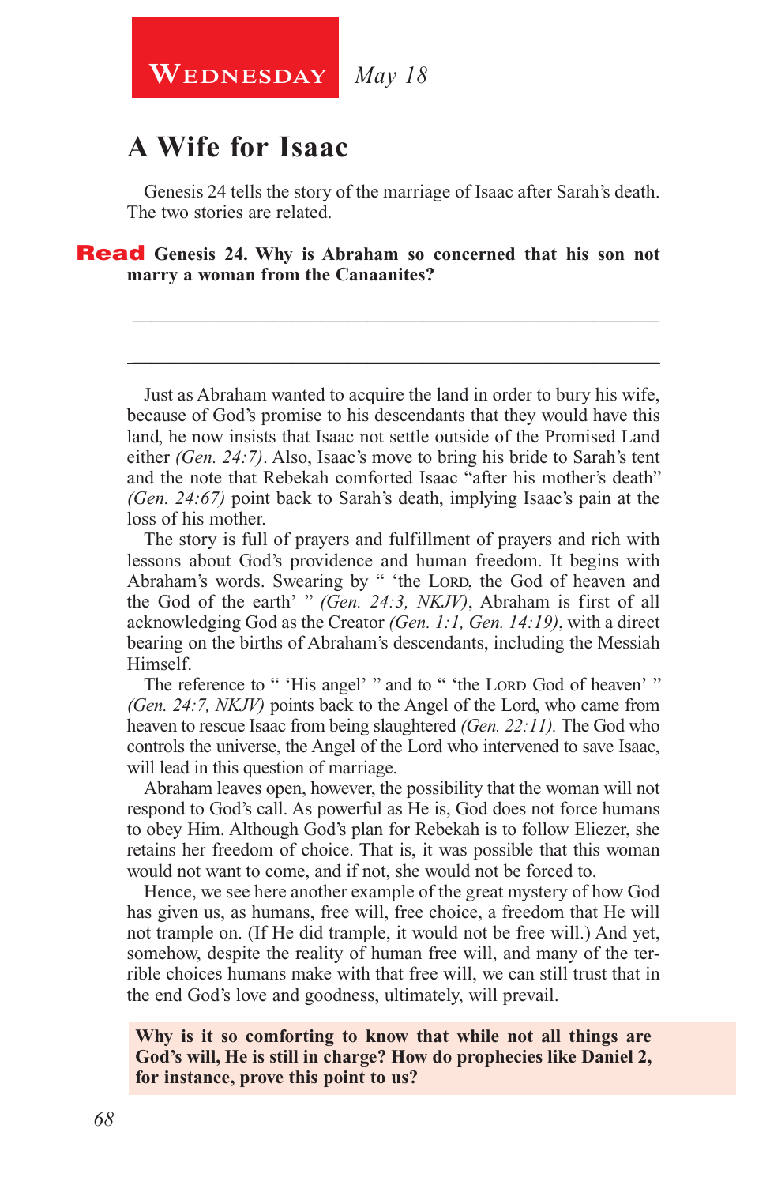**Wednesday** *May 18*

# A Wife for Isaac

Genesis 24 tells the story of the marriage of Isaac after Sarah's death. The two stories are related.

**Read Genesis 24. Why is Abraham so concerned that his son not marry a woman from the Canaanites?**

_______________________________________________________________

_______________________________________________________________

Just as Abraham wanted to acquire the land in order to bury his wife, because of God's promise to his descendants that they would have this land, he now insists that Isaac not settle outside of the Promised Land either *(Gen. 24:7)*. Also, Isaac's move to bring his bride to Sarah's tent and the note that Rebekah comforted Isaac "after his mother's death" *(Gen. 24:67)* point back to Sarah's death, implying Isaac's pain at the loss of his mother.

The story is full of prayers and fulfillment of prayers and rich with lessons about God's providence and human freedom. It begins with Abraham's words. Swearing by " 'the LORD, the God of heaven and the God of the earth' " *(Gen. 24:3, NKJV)*, Abraham is first of all acknowledging God as the Creator *(Gen. 1:1, Gen. 14:19)*, with a direct bearing on the births of Abraham's descendants, including the Messiah Himself.

The reference to " 'His angel' " and to " 'the LORD God of heaven' " *(Gen. 24:7, NKJV)* points back to the Angel of the Lord, who came from heaven to rescue Isaac from being slaughtered *(Gen. 22:11)*. The God who controls the universe, the Angel of the Lord who intervened to save Isaac, will lead in this question of marriage.

Abraham leaves open, however, the possibility that the woman will not respond to God's call. As powerful as He is, God does not force humans to obey Him. Although God's plan for Rebekah is to follow Eliezer, she retains her freedom of choice. That is, it was possible that this woman would not want to come, and if not, she would not be forced to.

Hence, we see here another example of the great mystery of how God has given us, as humans, free will, free choice, a freedom that He will not trample on. (If He did trample, it would not be free will.) And yet, somehow, despite the reality of human free will, and many of the terrible choices humans make with that free will, we can still trust that in the end God's love and goodness, ultimately, will prevail.

**Why is it so comforting to know that while not all things are God's will, He is still in charge? How do prophecies like Daniel 2, for instance, prove this point to us?**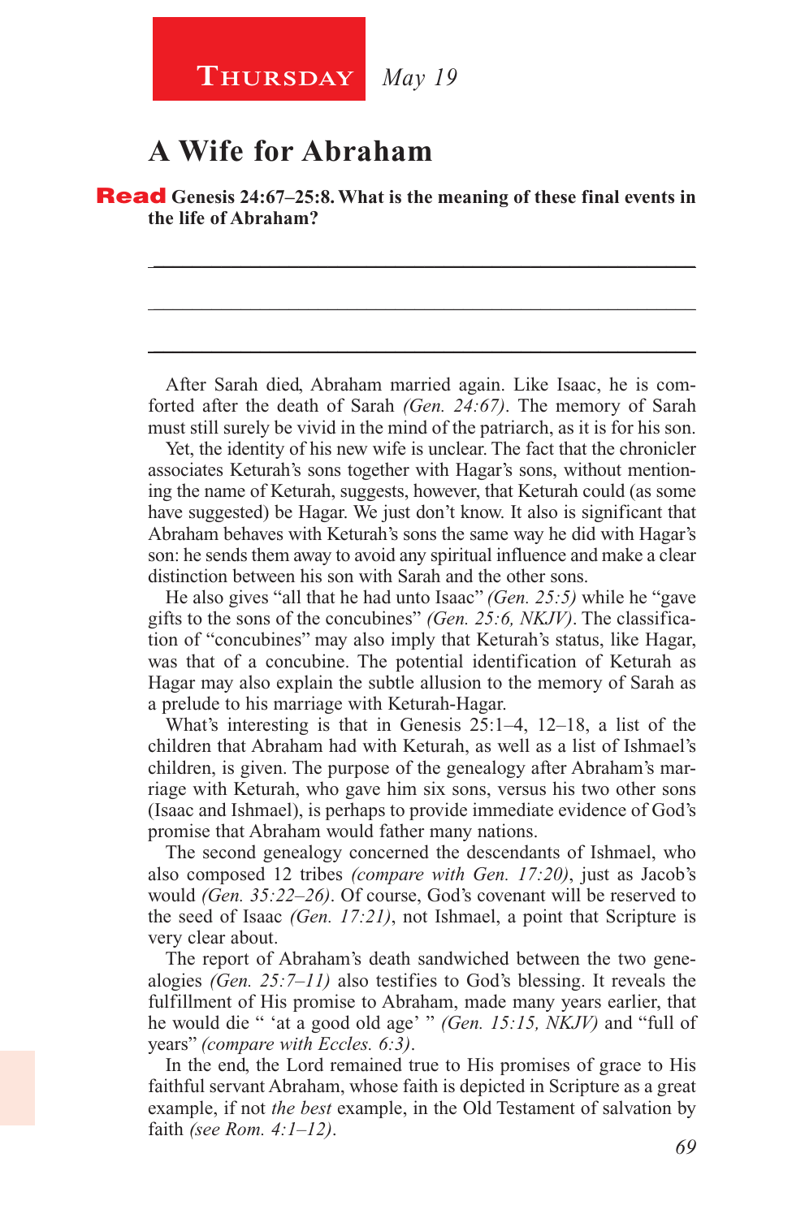**Thursday** *May 19*

## A Wife for Abraham

**Read Genesis 24:67–25:8. What is the meaning of these final events in the life of Abraham?**

_______________________________________________

_______________________________________________

_______________________________________________

After Sarah died, Abraham married again. Like Isaac, he is comforted after the death of Sarah *(Gen. 24:67)*. The memory of Sarah must still surely be vivid in the mind of the patriarch, as it is for his son.

Yet, the identity of his new wife is unclear. The fact that the chronicler associates Keturah's sons together with Hagar's sons, without mentioning the name of Keturah, suggests, however, that Keturah could (as some have suggested) be Hagar. We just don't know. It also is significant that Abraham behaves with Keturah's sons the same way he did with Hagar's son: he sends them away to avoid any spiritual influence and make a clear distinction between his son with Sarah and the other sons.

He also gives "all that he had unto Isaac" *(Gen. 25:5)* while he "gave gifts to the sons of the concubines" *(Gen. 25:6, NKJV)*. The classification of "concubines" may also imply that Keturah's status, like Hagar, was that of a concubine. The potential identification of Keturah as Hagar may also explain the subtle allusion to the memory of Sarah as a prelude to his marriage with Keturah-Hagar.

What's interesting is that in Genesis 25:1–4, 12–18, a list of the children that Abraham had with Keturah, as well as a list of Ishmael's children, is given. The purpose of the genealogy after Abraham's marriage with Keturah, who gave him six sons, versus his two other sons (Isaac and Ishmael), is perhaps to provide immediate evidence of God's promise that Abraham would father many nations.

The second genealogy concerned the descendants of Ishmael, who also composed 12 tribes *(compare with Gen. 17:20)*, just as Jacob's would *(Gen. 35:22–26)*. Of course, God's covenant will be reserved to the seed of Isaac *(Gen. 17:21)*, not Ishmael, a point that Scripture is very clear about.

The report of Abraham's death sandwiched between the two genealogies *(Gen. 25:7–11)* also testifies to God's blessing. It reveals the fulfillment of His promise to Abraham, made many years earlier, that he would die " 'at a good old age' " *(Gen. 15:15, NKJV)* and "full of years" *(compare with Eccles. 6:3)*.

In the end, the Lord remained true to His promises of grace to His faithful servant Abraham, whose faith is depicted in Scripture as a great example, if not *the best* example, in the Old Testament of salvation by faith *(see Rom. 4:1–12)*.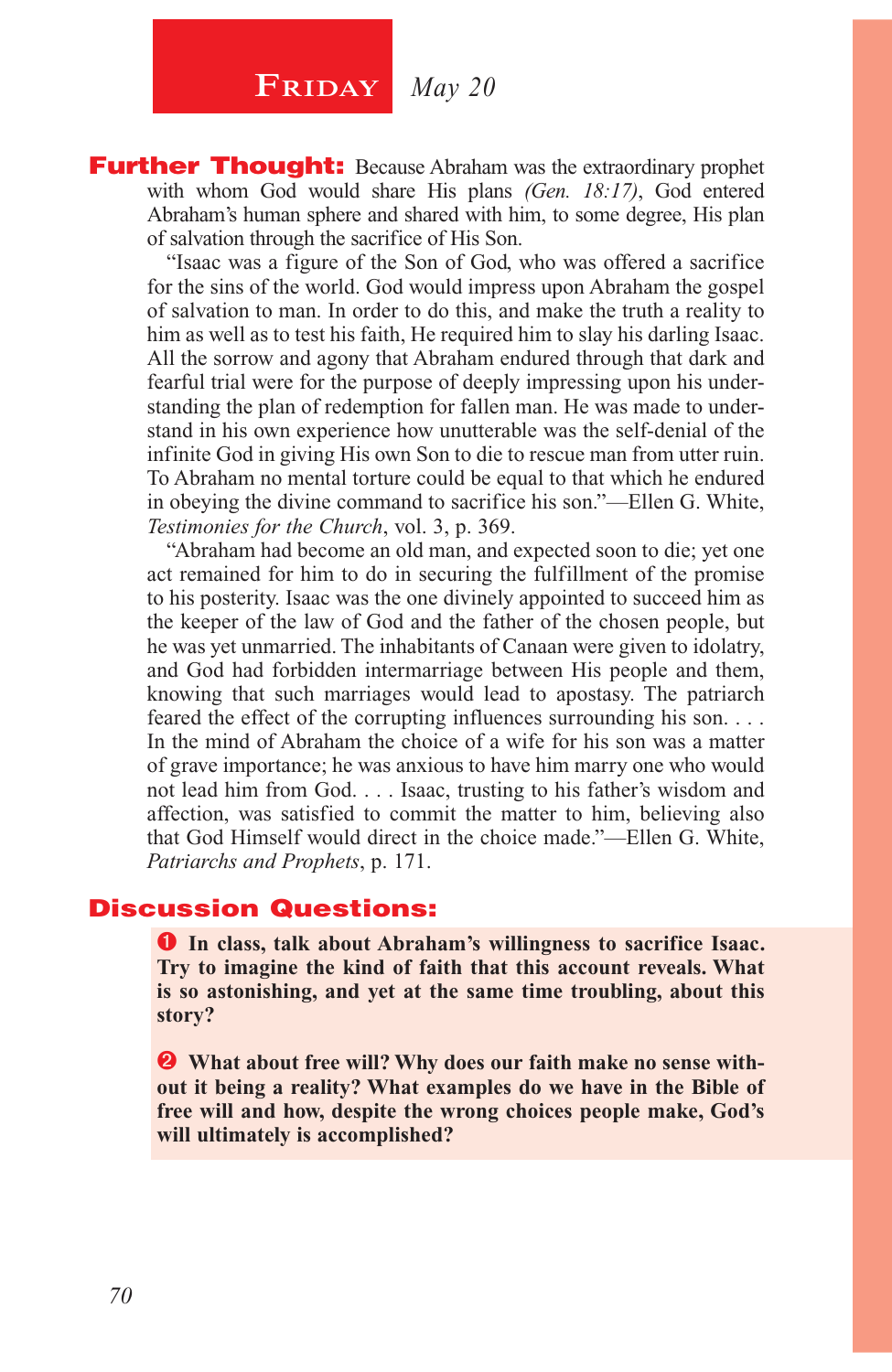## Friday *May 20*

**Further Thought:** Because Abraham was the extraordinary prophet with whom God would share His plans *(Gen. 18:17)*, God entered Abraham's human sphere and shared with him, to some degree, His plan of salvation through the sacrifice of His Son.

"Isaac was a figure of the Son of God, who was offered a sacrifice for the sins of the world. God would impress upon Abraham the gospel of salvation to man. In order to do this, and make the truth a reality to him as well as to test his faith, He required him to slay his darling Isaac. All the sorrow and agony that Abraham endured through that dark and fearful trial were for the purpose of deeply impressing upon his understanding the plan of redemption for fallen man. He was made to understand in his own experience how unutterable was the self-denial of the infinite God in giving His own Son to die to rescue man from utter ruin. To Abraham no mental torture could be equal to that which he endured in obeying the divine command to sacrifice his son."—Ellen G. White, *Testimonies for the Church*, vol. 3, p. 369.

"Abraham had become an old man, and expected soon to die; yet one act remained for him to do in securing the fulfillment of the promise to his posterity. Isaac was the one divinely appointed to succeed him as the keeper of the law of God and the father of the chosen people, but he was yet unmarried. The inhabitants of Canaan were given to idolatry, and God had forbidden intermarriage between His people and them, knowing that such marriages would lead to apostasy. The patriarch feared the effect of the corrupting influences surrounding his son. . . . In the mind of Abraham the choice of a wife for his son was a matter of grave importance; he was anxious to have him marry one who would not lead him from God. . . . Isaac, trusting to his father's wisdom and affection, was satisfied to commit the matter to him, believing also that God Himself would direct in the choice made."—Ellen G. White, *Patriarchs and Prophets*, p. 171.

### Discussion Questions:

1. **In class, talk about Abraham's willingness to sacrifice Isaac. Try to imagine the kind of faith that this account reveals. What is so astonishing, and yet at the same time troubling, about this story?**

2. **What about free will? Why does our faith make no sense without it being a reality? What examples do we have in the Bible of free will and how, despite the wrong choices people make, God's will ultimately is accomplished?**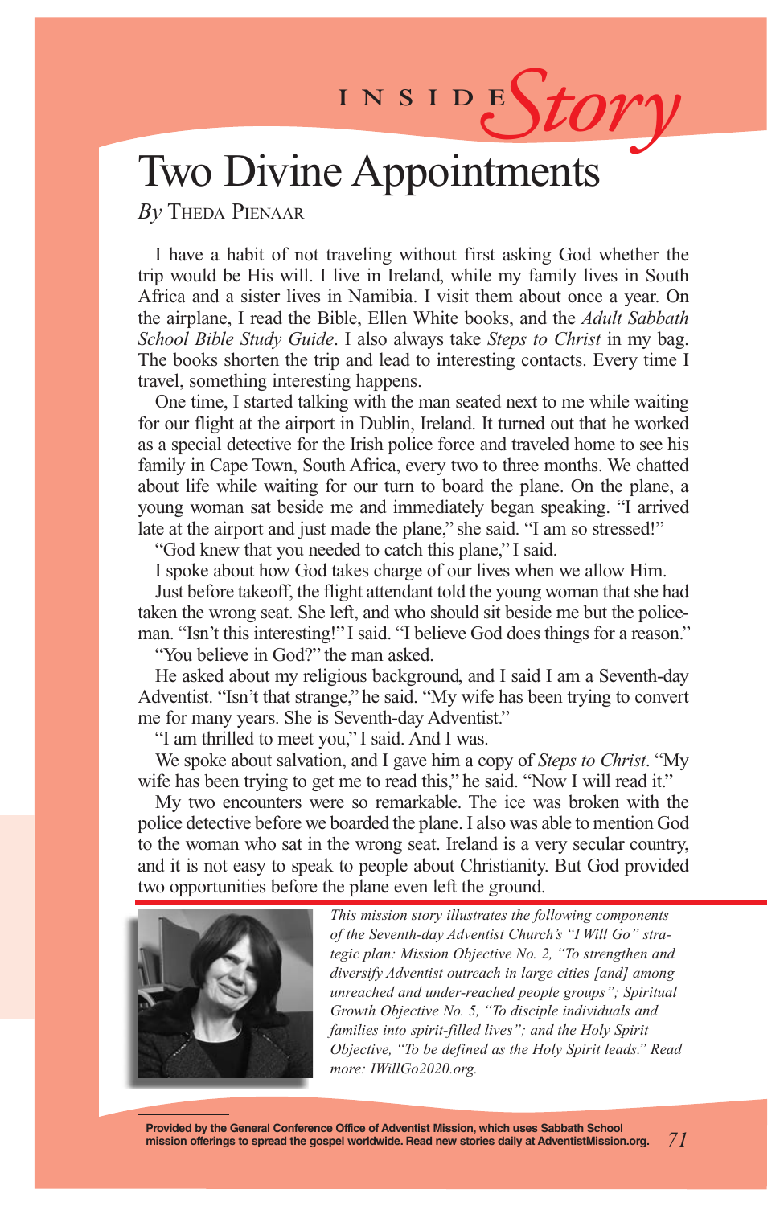INSIDE *Story*

# Two Divine Appointments

*By* Theda Pienaar

I have a habit of not traveling without first asking God whether the trip would be His will. I live in Ireland, while my family lives in South Africa and a sister lives in Namibia. I visit them about once a year. On the airplane, I read the Bible, Ellen White books, and the *Adult Sabbath School Bible Study Guide*. I also always take *Steps to Christ* in my bag. The books shorten the trip and lead to interesting contacts. Every time I travel, something interesting happens.

One time, I started talking with the man seated next to me while waiting for our flight at the airport in Dublin, Ireland. It turned out that he worked as a special detective for the Irish police force and traveled home to see his family in Cape Town, South Africa, every two to three months. We chatted about life while waiting for our turn to board the plane. On the plane, a young woman sat beside me and immediately began speaking. "I arrived late at the airport and just made the plane," she said. "I am so stressed!"

"God knew that you needed to catch this plane," I said.

I spoke about how God takes charge of our lives when we allow Him.

Just before takeoff, the flight attendant told the young woman that she had taken the wrong seat. She left, and who should sit beside me but the policeman. "Isn't this interesting!" I said. "I believe God does things for a reason."

"You believe in God?" the man asked.

He asked about my religious background, and I said I am a Seventh-day Adventist. "Isn't that strange," he said. "My wife has been trying to convert me for many years. She is Seventh-day Adventist."

"I am thrilled to meet you," I said. And I was.

We spoke about salvation, and I gave him a copy of *Steps to Christ*. "My wife has been trying to get me to read this," he said. "Now I will read it."

My two encounters were so remarkable. The ice was broken with the police detective before we boarded the plane. I also was able to mention God to the woman who sat in the wrong seat. Ireland is a very secular country, and it is not easy to speak to people about Christianity. But God provided two opportunities before the plane even left the ground.

*This mission story illustrates the following components of the Seventh-day Adventist Church's "I Will Go" strategic plan: Mission Objective No. 2, "To strengthen and diversify Adventist outreach in large cities [and] among unreached and under-reached people groups"; Spiritual Growth Objective No. 5, "To disciple individuals and families into spirit-filled lives"; and the Holy Spirit Objective, "To be defined as the Holy Spirit leads." Read more: IWillGo2020.org.*

**Provided by the General Conference Office of Adventist Mission, which uses Sabbath School mission offerings to spread the gospel worldwide. Read new stories daily at AdventistMission.org.**